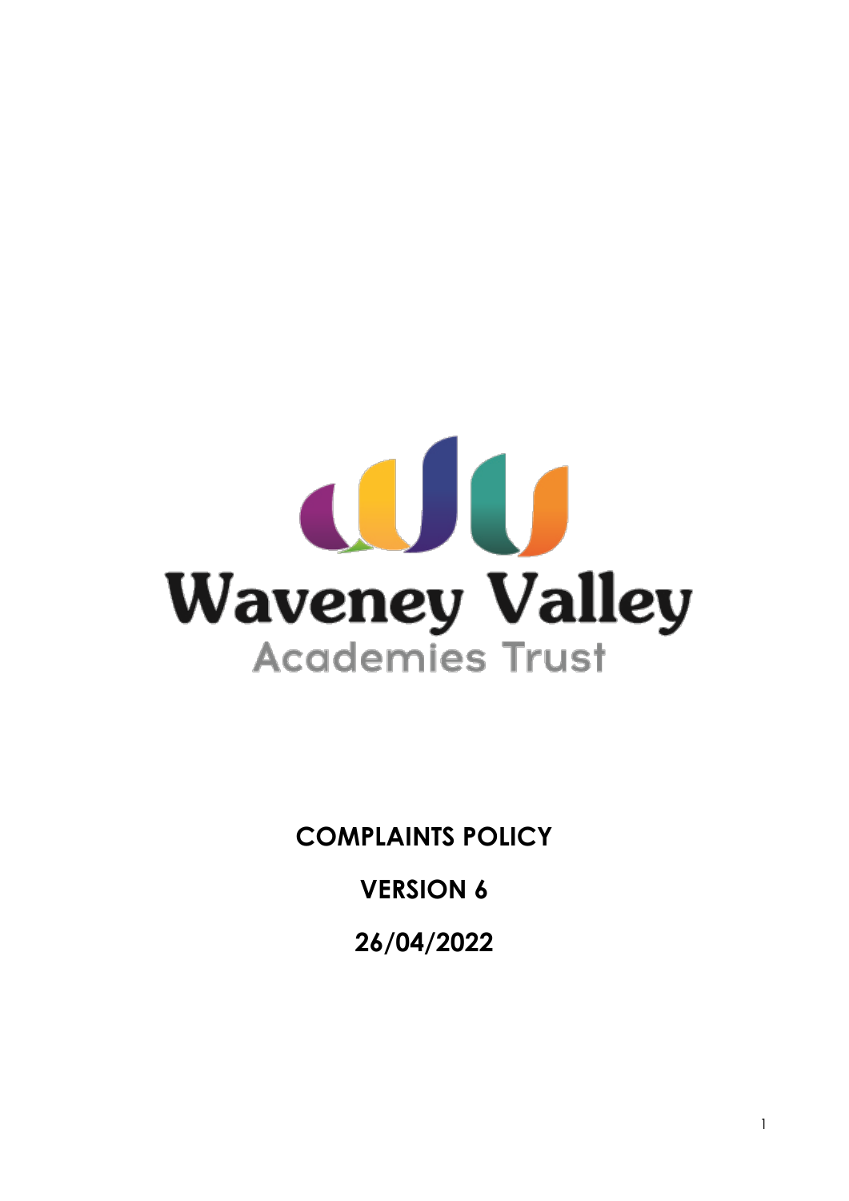Waveney Valley

Academies Trust

**COMPLAINTS POLICY**

**VERSION 6**

**26/04/2022**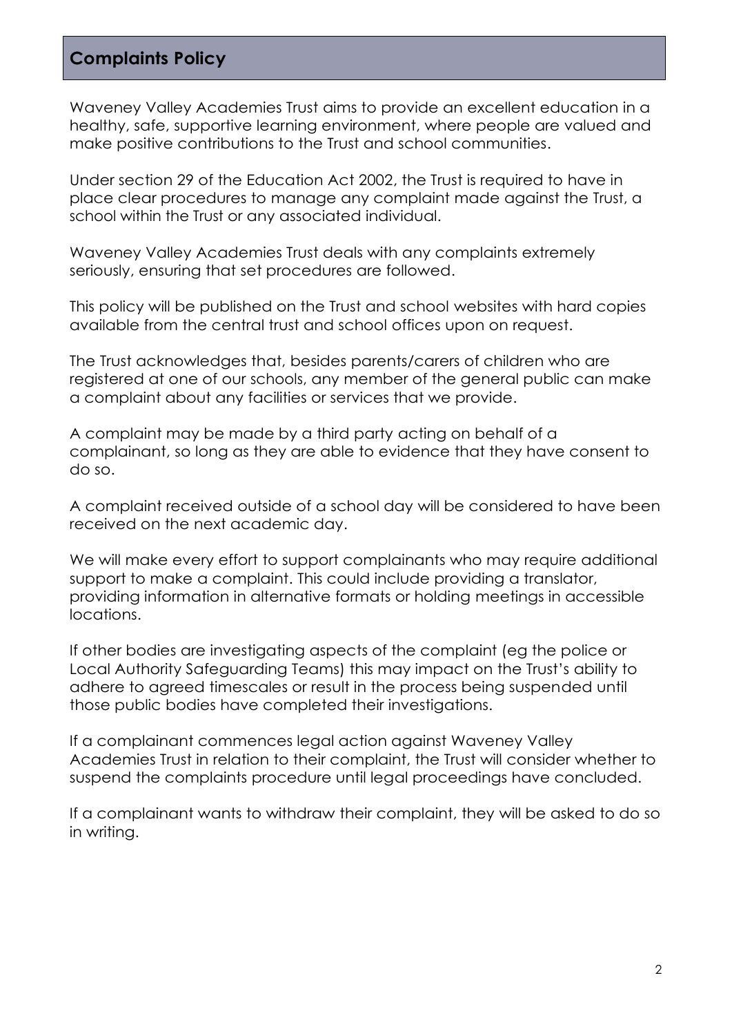## Complaints Policy

Waveney Valley Academies Trust aims to provide an excellent education in a healthy, safe, supportive learning environment, where people are valued and make positive contributions to the Trust and school communities.

Under section 29 of the Education Act 2002, the Trust is required to have in place clear procedures to manage any complaint made against the Trust, a school within the Trust or any associated individual.

Waveney Valley Academies Trust deals with any complaints extremely seriously, ensuring that set procedures are followed.

This policy will be published on the Trust and school websites with hard copies available from the central trust and school offices upon on request.

The Trust acknowledges that, besides parents/carers of children who are registered at one of our schools, any member of the general public can make a complaint about any facilities or services that we provide.

A complaint may be made by a third party acting on behalf of a complainant, so long as they are able to evidence that they have consent to do so.

A complaint received outside of a school day will be considered to have been received on the next academic day.

We will make every effort to support complainants who may require additional support to make a complaint. This could include providing a translator, providing information in alternative formats or holding meetings in accessible locations.

If other bodies are investigating aspects of the complaint (eg the police or Local Authority Safeguarding Teams) this may impact on the Trust's ability to adhere to agreed timescales or result in the process being suspended until those public bodies have completed their investigations.

If a complainant commences legal action against Waveney Valley Academies Trust in relation to their complaint, the Trust will consider whether to suspend the complaints procedure until legal proceedings have concluded.

If a complainant wants to withdraw their complaint, they will be asked to do so in writing.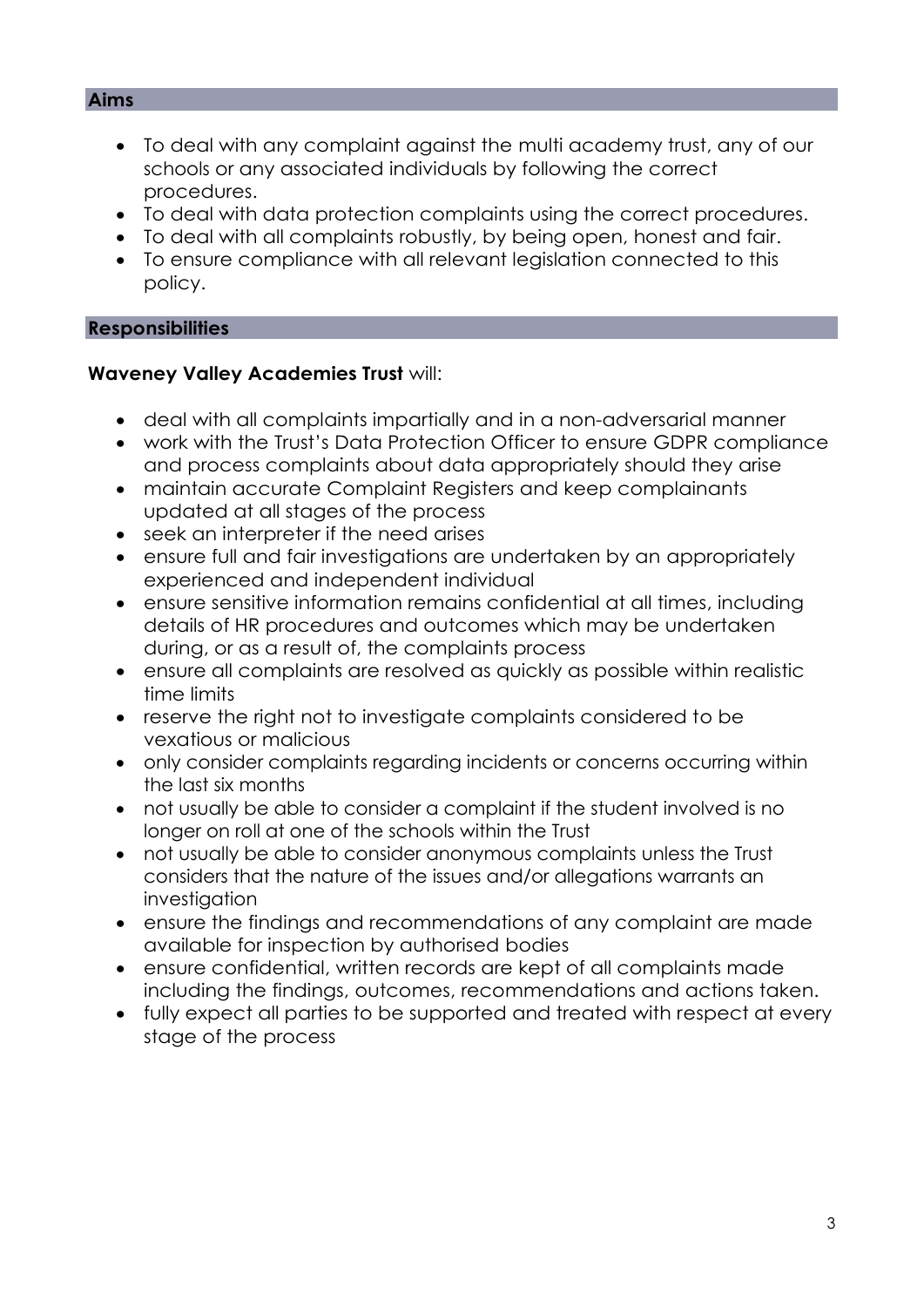## Aims

- To deal with any complaint against the multi academy trust, any of our schools or any associated individuals by following the correct procedures.
- To deal with data protection complaints using the correct procedures.
- To deal with all complaints robustly, by being open, honest and fair.
- To ensure compliance with all relevant legislation connected to this policy.

## Responsibilities

**Waveney Valley Academies Trust** will:

- deal with all complaints impartially and in a non-adversarial manner
- work with the Trust's Data Protection Officer to ensure GDPR compliance and process complaints about data appropriately should they arise
- maintain accurate Complaint Registers and keep complainants updated at all stages of the process
- seek an interpreter if the need arises
- ensure full and fair investigations are undertaken by an appropriately experienced and independent individual
- ensure sensitive information remains confidential at all times, including details of HR procedures and outcomes which may be undertaken during, or as a result of, the complaints process
- ensure all complaints are resolved as quickly as possible within realistic time limits
- reserve the right not to investigate complaints considered to be vexatious or malicious
- only consider complaints regarding incidents or concerns occurring within the last six months
- not usually be able to consider a complaint if the student involved is no longer on roll at one of the schools within the Trust
- not usually be able to consider anonymous complaints unless the Trust considers that the nature of the issues and/or allegations warrants an investigation
- ensure the findings and recommendations of any complaint are made available for inspection by authorised bodies
- ensure confidential, written records are kept of all complaints made including the findings, outcomes, recommendations and actions taken.
- fully expect all parties to be supported and treated with respect at every stage of the process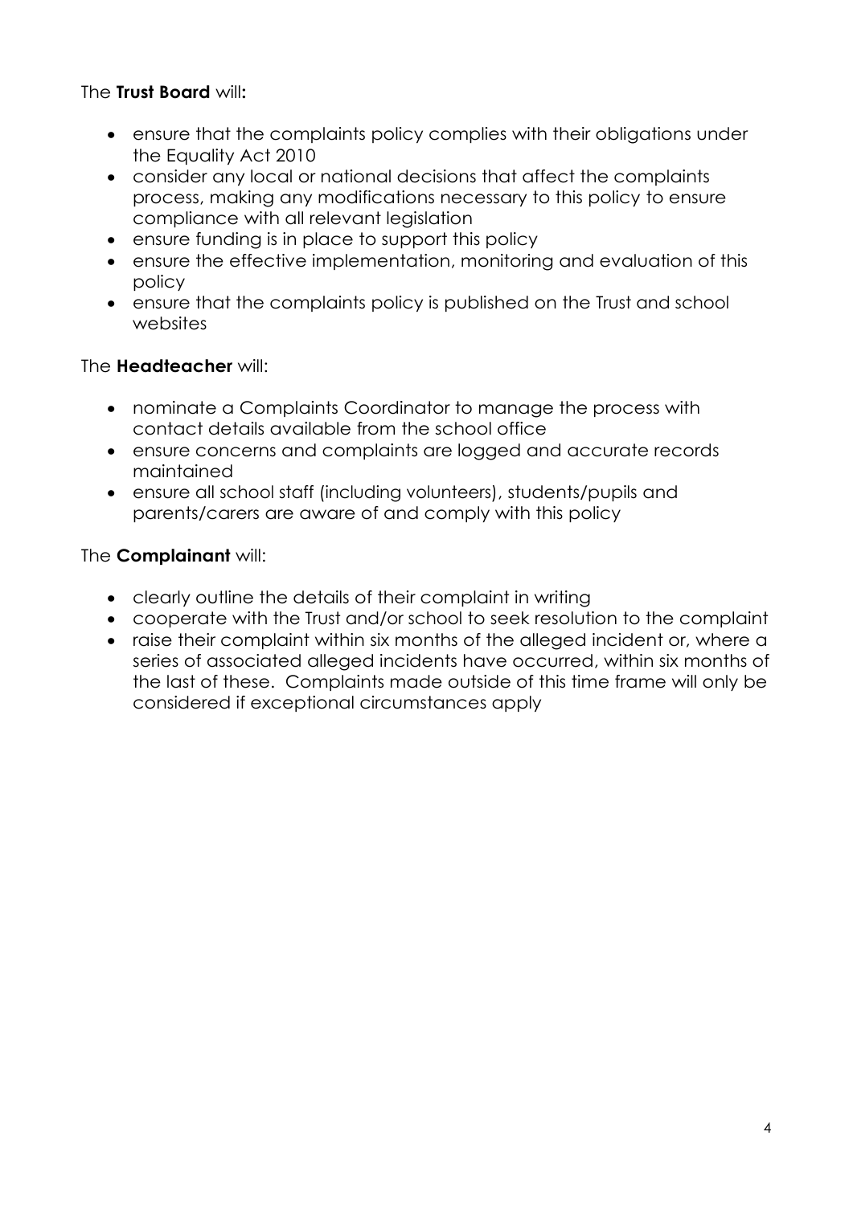The **Trust Board** will**:**

- ensure that the complaints policy complies with their obligations under the Equality Act 2010
- consider any local or national decisions that affect the complaints process, making any modifications necessary to this policy to ensure compliance with all relevant legislation
- ensure funding is in place to support this policy
- ensure the effective implementation, monitoring and evaluation of this policy
- ensure that the complaints policy is published on the Trust and school websites

The **Headteacher** will:

- nominate a Complaints Coordinator to manage the process with contact details available from the school office
- ensure concerns and complaints are logged and accurate records maintained
- ensure all school staff (including volunteers), students/pupils and parents/carers are aware of and comply with this policy

The **Complainant** will:

- clearly outline the details of their complaint in writing
- cooperate with the Trust and/or school to seek resolution to the complaint
- raise their complaint within six months of the alleged incident or, where a series of associated alleged incidents have occurred, within six months of the last of these. Complaints made outside of this time frame will only be considered if exceptional circumstances apply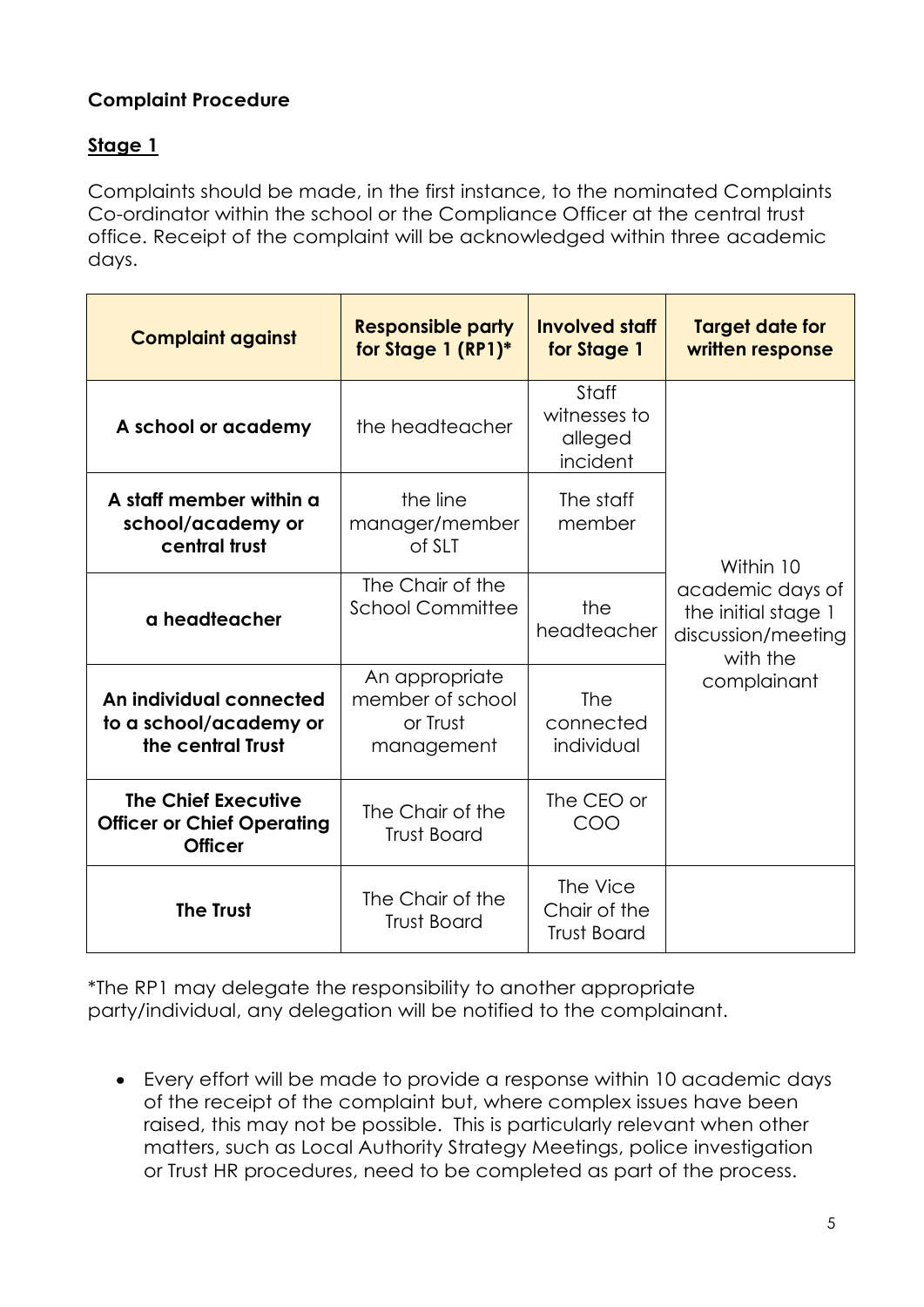**Complaint Procedure**

**Stage 1**

Complaints should be made, in the first instance, to the nominated Complaints Co-ordinator within the school or the Compliance Officer at the central trust office. Receipt of the complaint will be acknowledged within three academic days.

| Complaint against | Responsible party for Stage 1 (RP1)* | Involved staff for Stage 1 | Target date for written response |
|---|---|---|---|
| **A school or academy** | the headteacher | Staff witnesses to alleged incident | Within 10 academic days of the initial stage 1 discussion/meeting with the complainant |
| **A staff member within a school/academy or central trust** | the line manager/member of SLT | The staff member | |
| **a headteacher** | The Chair of the School Committee | the headteacher | |
| **An individual connected to a school/academy or the central Trust** | An appropriate member of school or Trust management | The connected individual | |
| **The Chief Executive Officer or Chief Operating Officer** | The Chair of the Trust Board | The CEO or COO | |
| **The Trust** | The Chair of the Trust Board | The Vice Chair of the Trust Board | |

*The RP1 may delegate the responsibility to another appropriate party/individual, any delegation will be notified to the complainant.

- Every effort will be made to provide a response within 10 academic days of the receipt of the complaint but, where complex issues have been raised, this may not be possible. This is particularly relevant when other matters, such as Local Authority Strategy Meetings, police investigation or Trust HR procedures, need to be completed as part of the process.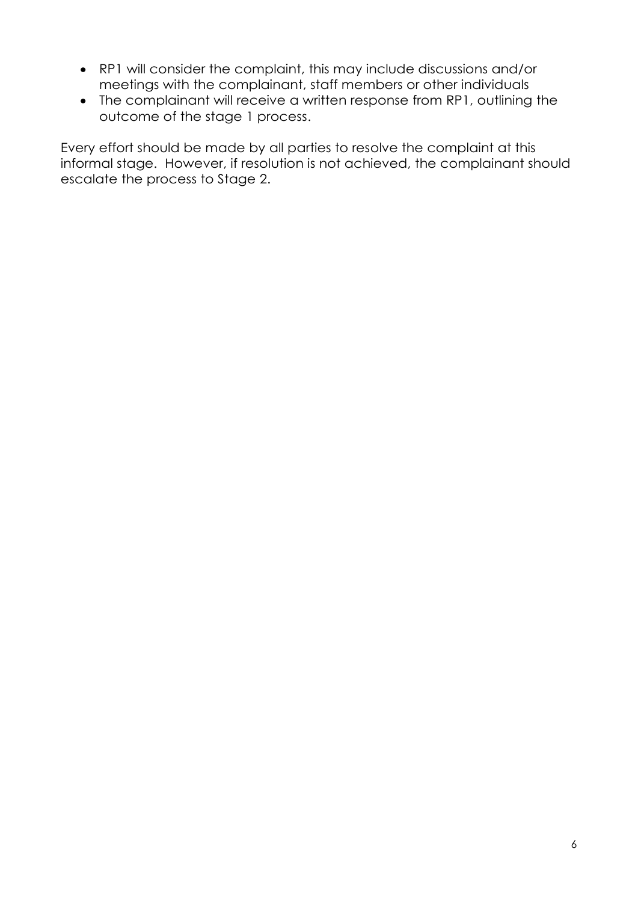- RP1 will consider the complaint, this may include discussions and/or meetings with the complainant, staff members or other individuals
- The complainant will receive a written response from RP1, outlining the outcome of the stage 1 process.

Every effort should be made by all parties to resolve the complaint at this informal stage. However, if resolution is not achieved, the complainant should escalate the process to Stage 2.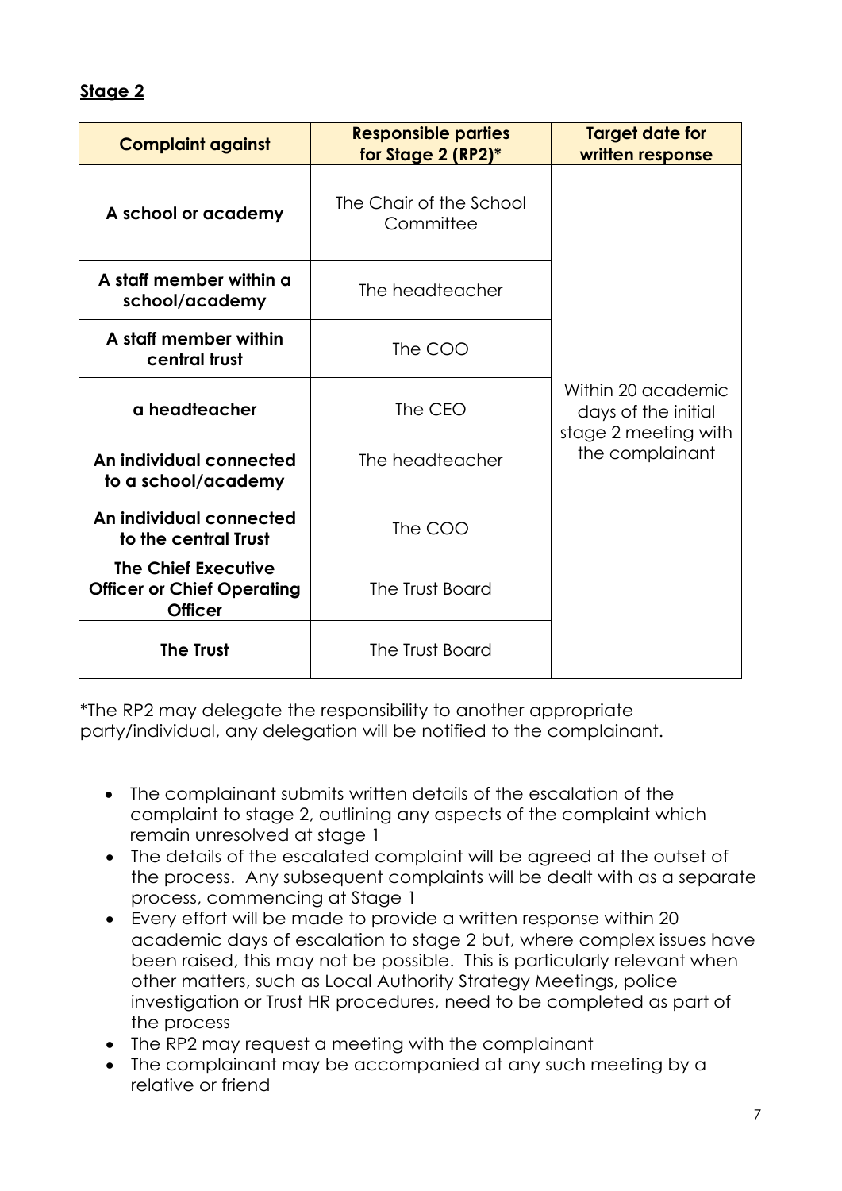**Stage 2**

| Complaint against | Responsible parties for Stage 2 (RP2)* | Target date for written response |
|---|---|---|
| **A school or academy** | The Chair of the School Committee | Within 20 academic days of the initial stage 2 meeting with the complainant |
| **A staff member within a school/academy** | The headteacher | |
| **A staff member within central trust** | The COO | |
| **a headteacher** | The CEO | |
| **An individual connected to a school/academy** | The headteacher | |
| **An individual connected to the central Trust** | The COO | |
| **The Chief Executive Officer or Chief Operating Officer** | The Trust Board | |
| **The Trust** | The Trust Board | |

*The RP2 may delegate the responsibility to another appropriate party/individual, any delegation will be notified to the complainant.

- The complainant submits written details of the escalation of the complaint to stage 2, outlining any aspects of the complaint which remain unresolved at stage 1
- The details of the escalated complaint will be agreed at the outset of the process. Any subsequent complaints will be dealt with as a separate process, commencing at Stage 1
- Every effort will be made to provide a written response within 20 academic days of escalation to stage 2 but, where complex issues have been raised, this may not be possible. This is particularly relevant when other matters, such as Local Authority Strategy Meetings, police investigation or Trust HR procedures, need to be completed as part of the process
- The RP2 may request a meeting with the complainant
- The complainant may be accompanied at any such meeting by a relative or friend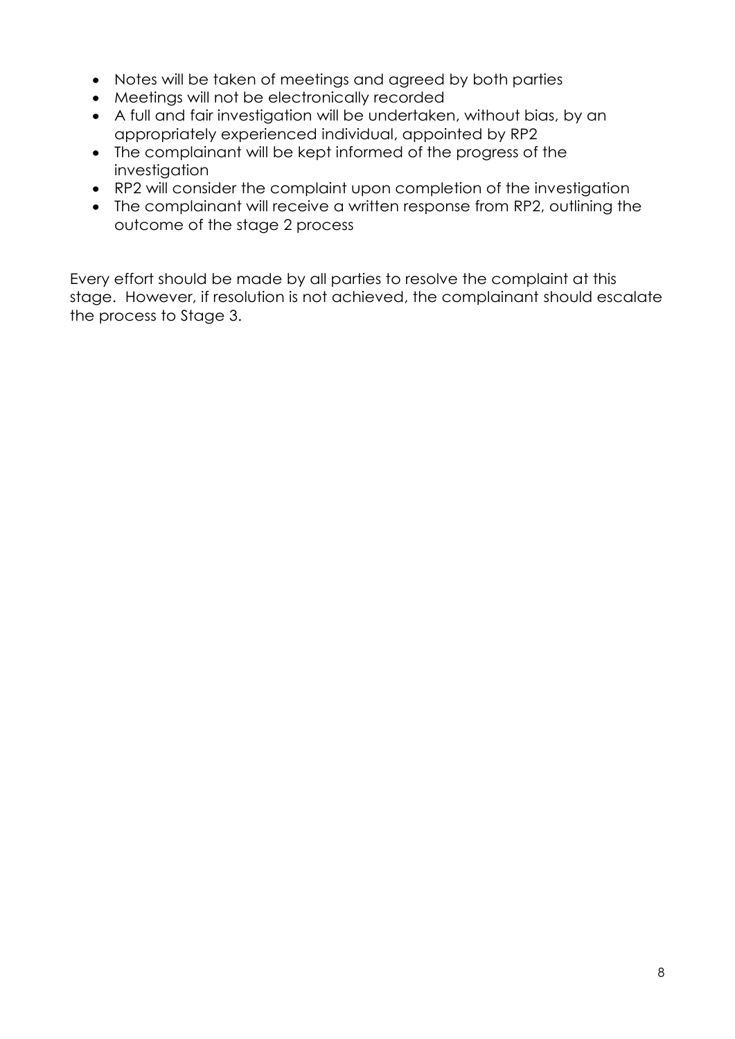- Notes will be taken of meetings and agreed by both parties
- Meetings will not be electronically recorded
- A full and fair investigation will be undertaken, without bias, by an appropriately experienced individual, appointed by RP2
- The complainant will be kept informed of the progress of the investigation
- RP2 will consider the complaint upon completion of the investigation
- The complainant will receive a written response from RP2, outlining the outcome of the stage 2 process

Every effort should be made by all parties to resolve the complaint at this stage. However, if resolution is not achieved, the complainant should escalate the process to Stage 3.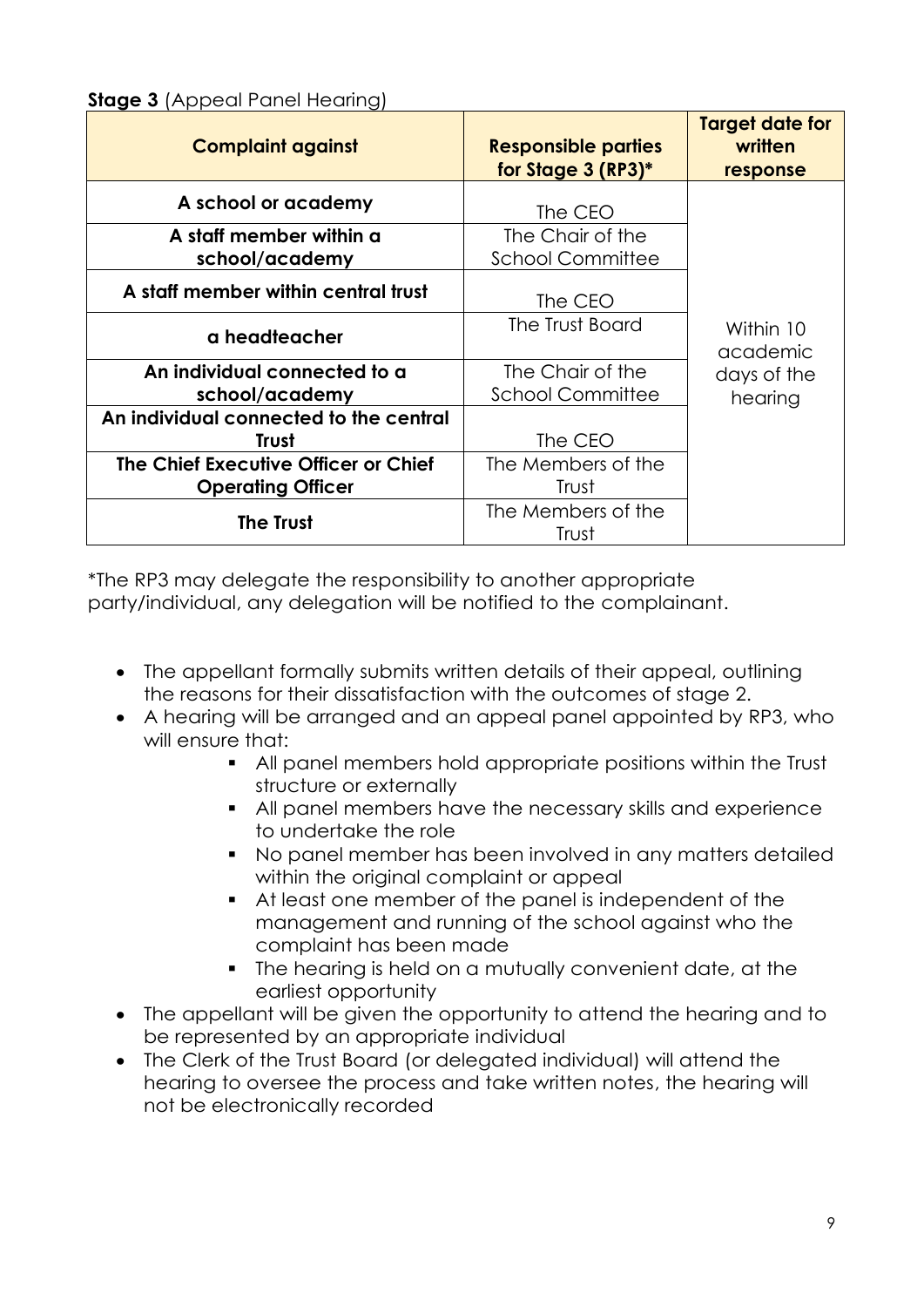**Stage 3** (Appeal Panel Hearing)

| Complaint against | Responsible parties for Stage 3 (RP3)* | Target date for written response |
|---|---|---|
| **A school or academy** | The CEO | Within 10 academic days of the hearing |
| **A staff member within a school/academy** | The Chair of the School Committee | |
| **A staff member within central trust** | The CEO | |
| **a headteacher** | The Trust Board | |
| **An individual connected to a school/academy** | The Chair of the School Committee | |
| **An individual connected to the central Trust** | The CEO | |
| **The Chief Executive Officer or Chief Operating Officer** | The Members of the Trust | |
| **The Trust** | The Members of the Trust | |

*The RP3 may delegate the responsibility to another appropriate party/individual, any delegation will be notified to the complainant.

- The appellant formally submits written details of their appeal, outlining the reasons for their dissatisfaction with the outcomes of stage 2.
- A hearing will be arranged and an appeal panel appointed by RP3, who will ensure that:
    - All panel members hold appropriate positions within the Trust structure or externally
    - All panel members have the necessary skills and experience to undertake the role
    - No panel member has been involved in any matters detailed within the original complaint or appeal
    - At least one member of the panel is independent of the management and running of the school against who the complaint has been made
    - The hearing is held on a mutually convenient date, at the earliest opportunity
- The appellant will be given the opportunity to attend the hearing and to be represented by an appropriate individual
- The Clerk of the Trust Board (or delegated individual) will attend the hearing to oversee the process and take written notes, the hearing will not be electronically recorded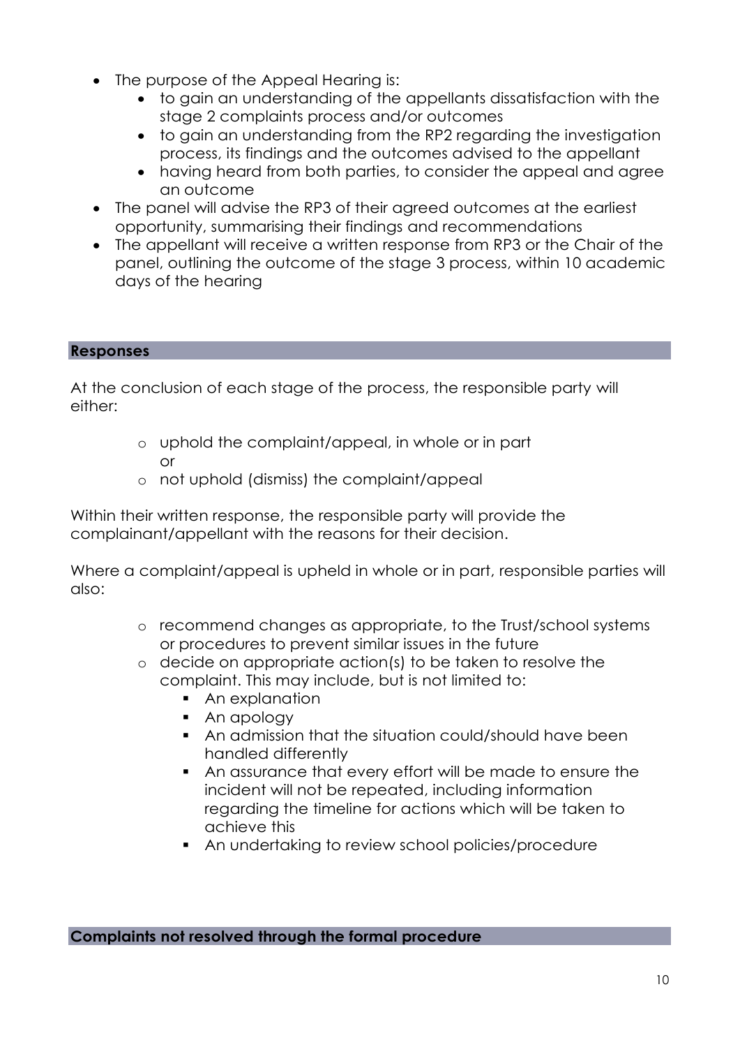- The purpose of the Appeal Hearing is:
    - to gain an understanding of the appellants dissatisfaction with the stage 2 complaints process and/or outcomes
    - to gain an understanding from the RP2 regarding the investigation process, its findings and the outcomes advised to the appellant
    - having heard from both parties, to consider the appeal and agree an outcome
- The panel will advise the RP3 of their agreed outcomes at the earliest opportunity, summarising their findings and recommendations
- The appellant will receive a written response from RP3 or the Chair of the panel, outlining the outcome of the stage 3 process, within 10 academic days of the hearing

## Responses

At the conclusion of each stage of the process, the responsible party will either:

- uphold the complaint/appeal, in whole or in part
  or
- not uphold (dismiss) the complaint/appeal

Within their written response, the responsible party will provide the complainant/appellant with the reasons for their decision.

Where a complaint/appeal is upheld in whole or in part, responsible parties will also:

- recommend changes as appropriate, to the Trust/school systems or procedures to prevent similar issues in the future
- decide on appropriate action(s) to be taken to resolve the complaint. This may include, but is not limited to:
    - An explanation
    - An apology
    - An admission that the situation could/should have been handled differently
    - An assurance that every effort will be made to ensure the incident will not be repeated, including information regarding the timeline for actions which will be taken to achieve this
    - An undertaking to review school policies/procedure

## Complaints not resolved through the formal procedure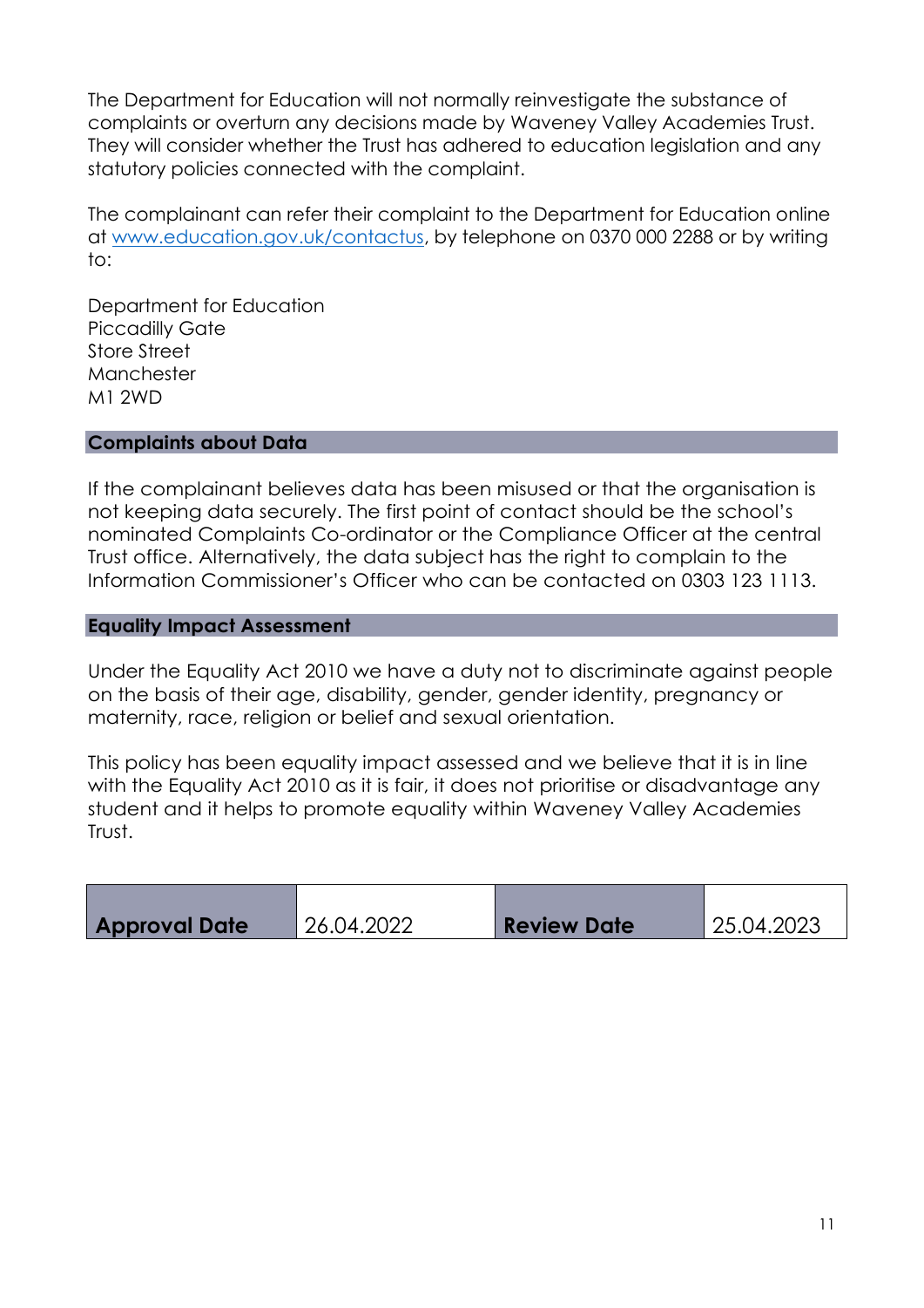The Department for Education will not normally reinvestigate the substance of complaints or overturn any decisions made by Waveney Valley Academies Trust. They will consider whether the Trust has adhered to education legislation and any statutory policies connected with the complaint.

The complainant can refer their complaint to the Department for Education online at [www.education.gov.uk/contactus](www.education.gov.uk/contactus), by telephone on 0370 000 2288 or by writing to:

Department for Education
Piccadilly Gate
Store Street
Manchester
M1 2WD

## Complaints about Data

If the complainant believes data has been misused or that the organisation is not keeping data securely. The first point of contact should be the school's nominated Complaints Co-ordinator or the Compliance Officer at the central Trust office. Alternatively, the data subject has the right to complain to the Information Commissioner's Officer who can be contacted on 0303 123 1113.

## Equality Impact Assessment

Under the Equality Act 2010 we have a duty not to discriminate against people on the basis of their age, disability, gender, gender identity, pregnancy or maternity, race, religion or belief and sexual orientation.

This policy has been equality impact assessed and we believe that it is in line with the Equality Act 2010 as it is fair, it does not prioritise or disadvantage any student and it helps to promote equality within Waveney Valley Academies Trust.

| | | | |
|---|---|---|---|
| **Approval Date** | 26.04.2022 | **Review Date** | 25.04.2023 |